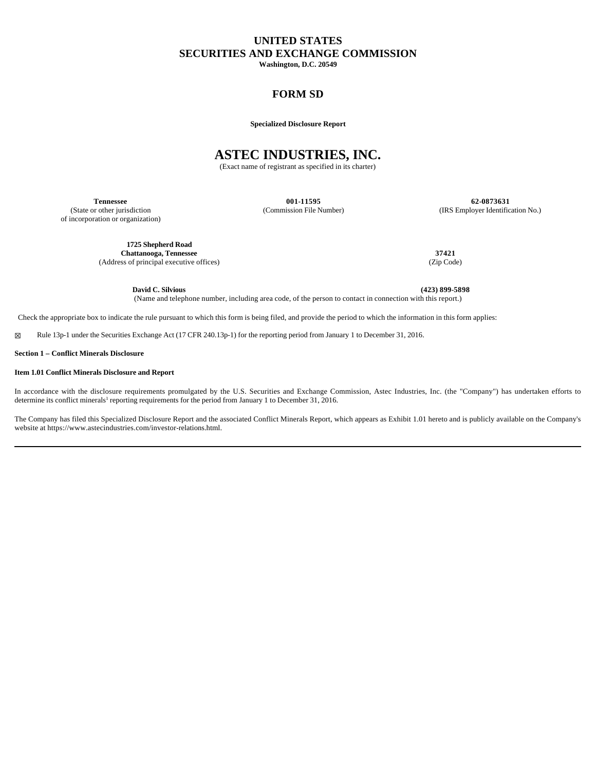# UNITED STATES
# SECURITIES AND EXCHANGE COMMISSION

**Washington, D.C. 20549**

## FORM SD

**Specialized Disclosure Report**

# ASTEC INDUSTRIES, INC.

(Exact name of registrant as specified in its charter)

| **Tennessee** | **001-11595** | **62-0873631** |
|---|---|---|
| (State or other jurisdiction of incorporation or organization) | (Commission File Number) | (IRS Employer Identification No.) |

| **1725 Shepherd Road Chattanooga, Tennessee** | **37421** |
|---|---|
| (Address of principal executive offices) | (Zip Code) |

**David C. Silvious** **(423) 899-5898**

(Name and telephone number, including area code, of the person to contact in connection with this report.)

Check the appropriate box to indicate the rule pursuant to which this form is being filed, and provide the period to which the information in this form applies:

☒ Rule 13p-1 under the Securities Exchange Act (17 CFR 240.13p-1) for the reporting period from January 1 to December 31, 2016.

**Section 1 – Conflict Minerals Disclosure**

**Item 1.01 Conflict Minerals Disclosure and Report**

In accordance with the disclosure requirements promulgated by the U.S. Securities and Exchange Commission, Astec Industries, Inc. (the "Company") has undertaken efforts to determine its conflict minerals[1] reporting requirements for the period from January 1 to December 31, 2016.

The Company has filed this Specialized Disclosure Report and the associated Conflict Minerals Report, which appears as Exhibit 1.01 hereto and is publicly available on the Company's website at https://www.astecindustries.com/investor-relations.html.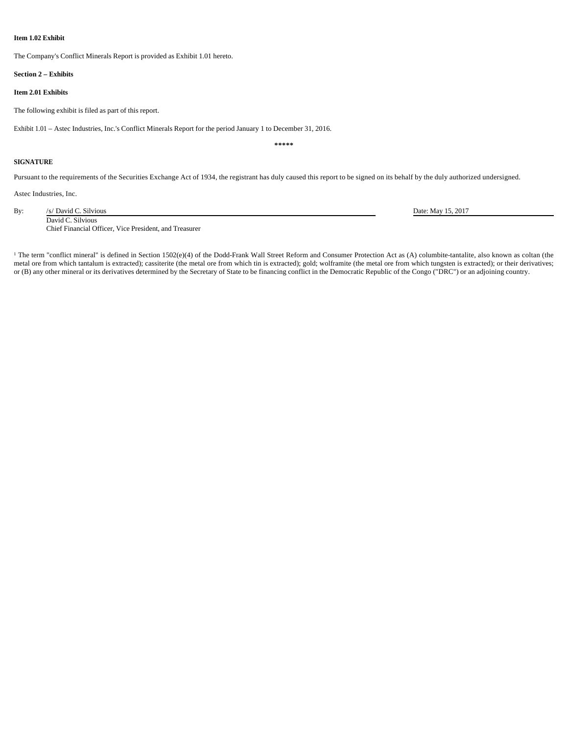**Item 1.02 Exhibit**

The Company's Conflict Minerals Report is provided as Exhibit 1.01 hereto.

**Section 2 – Exhibits**

**Item 2.01 Exhibits**

The following exhibit is filed as part of this report.

Exhibit 1.01 – Astec Industries, Inc.'s Conflict Minerals Report for the period January 1 to December 31, 2016.

*****

**SIGNATURE**

Pursuant to the requirements of the Securities Exchange Act of 1934, the registrant has duly caused this report to be signed on its behalf by the duly authorized undersigned.

Astec Industries, Inc.

| By: | /s/ David C. Silvious | Date: May 15, 2017 |
| --- | --- | --- |
| | David C. Silvious<br>Chief Financial Officer, Vice President, and Treasurer | |

[1] The term "conflict mineral" is defined in Section 1502(e)(4) of the Dodd-Frank Wall Street Reform and Consumer Protection Act as (A) columbite-tantalite, also known as coltan (the metal ore from which tantalum is extracted); cassiterite (the metal ore from which tin is extracted); gold; wolframite (the metal ore from which tungsten is extracted); or their derivatives; or (B) any other mineral or its derivatives determined by the Secretary of State to be financing conflict in the Democratic Republic of the Congo ("DRC") or an adjoining country.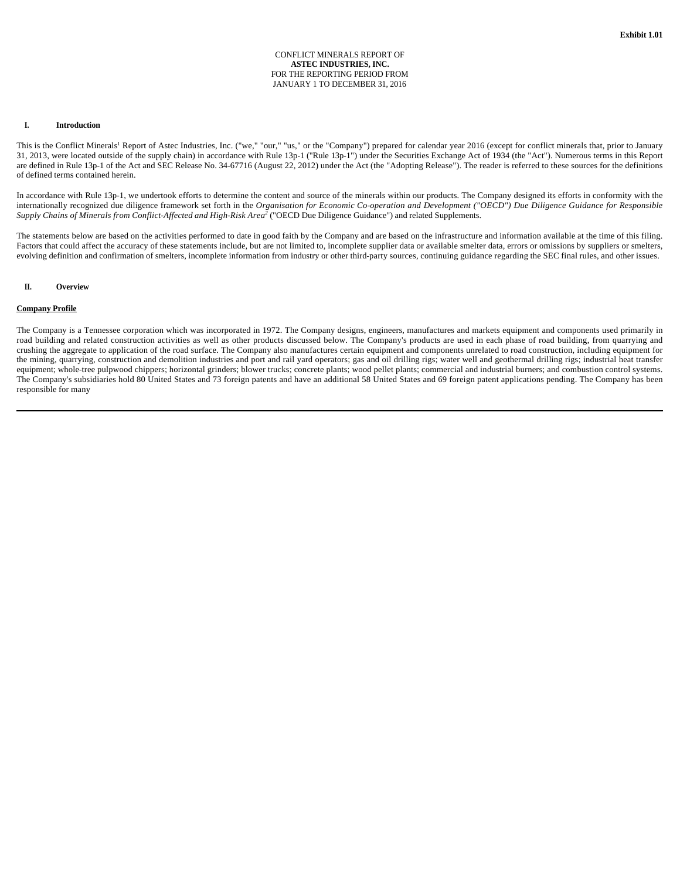**Exhibit 1.01**

CONFLICT MINERALS REPORT OF
**ASTEC INDUSTRIES, INC.**
FOR THE REPORTING PERIOD FROM
JANUARY 1 TO DECEMBER 31, 2016

## I. Introduction

This is the Conflict Minerals[1] Report of Astec Industries, Inc. ("we," "our," "us," or the "Company") prepared for calendar year 2016 (except for conflict minerals that, prior to January 31, 2013, were located outside of the supply chain) in accordance with Rule 13p-1 ("Rule 13p-1") under the Securities Exchange Act of 1934 (the "Act"). Numerous terms in this Report are defined in Rule 13p-1 of the Act and SEC Release No. 34-67716 (August 22, 2012) under the Act (the "Adopting Release"). The reader is referred to these sources for the definitions of defined terms contained herein.

In accordance with Rule 13p-1, we undertook efforts to determine the content and source of the minerals within our products. The Company designed its efforts in conformity with the internationally recognized due diligence framework set forth in the *Organisation for Economic Co-operation and Development ("OECD") Due Diligence Guidance for Responsible Supply Chains of Minerals from Conflict-Affected and High-Risk Area*[2] ("OECD Due Diligence Guidance") and related Supplements.

The statements below are based on the activities performed to date in good faith by the Company and are based on the infrastructure and information available at the time of this filing. Factors that could affect the accuracy of these statements include, but are not limited to, incomplete supplier data or available smelter data, errors or omissions by suppliers or smelters, evolving definition and confirmation of smelters, incomplete information from industry or other third-party sources, continuing guidance regarding the SEC final rules, and other issues.

## II. Overview

**Company Profile**

The Company is a Tennessee corporation which was incorporated in 1972. The Company designs, engineers, manufactures and markets equipment and components used primarily in road building and related construction activities as well as other products discussed below. The Company's products are used in each phase of road building, from quarrying and crushing the aggregate to application of the road surface. The Company also manufactures certain equipment and components unrelated to road construction, including equipment for the mining, quarrying, construction and demolition industries and port and rail yard operators; gas and oil drilling rigs; water well and geothermal drilling rigs; industrial heat transfer equipment; whole-tree pulpwood chippers; horizontal grinders; blower trucks; concrete plants; wood pellet plants; commercial and industrial burners; and combustion control systems. The Company's subsidiaries hold 80 United States and 73 foreign patents and have an additional 58 United States and 69 foreign patent applications pending. The Company has been responsible for many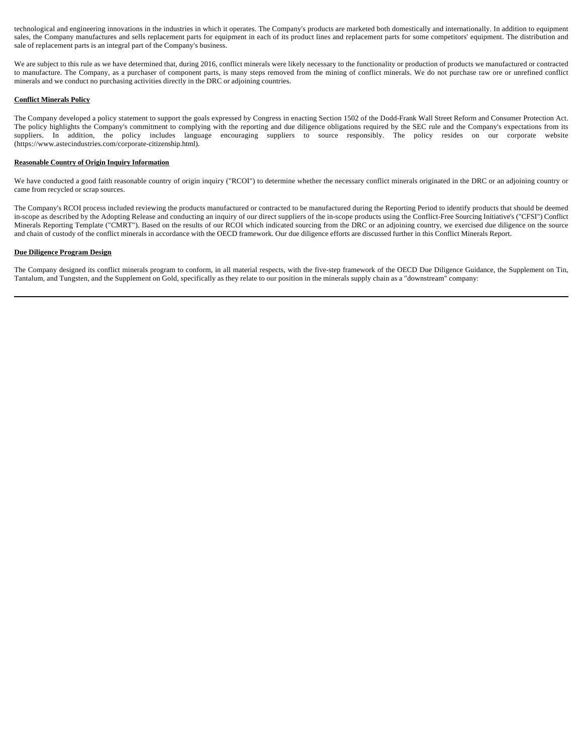technological and engineering innovations in the industries in which it operates. The Company's products are marketed both domestically and internationally. In addition to equipment sales, the Company manufactures and sells replacement parts for equipment in each of its product lines and replacement parts for some competitors' equipment. The distribution and sale of replacement parts is an integral part of the Company's business.

We are subject to this rule as we have determined that, during 2016, conflict minerals were likely necessary to the functionality or production of products we manufactured or contracted to manufacture. The Company, as a purchaser of component parts, is many steps removed from the mining of conflict minerals. We do not purchase raw ore or unrefined conflict minerals and we conduct no purchasing activities directly in the DRC or adjoining countries.

**Conflict Minerals Policy**

The Company developed a policy statement to support the goals expressed by Congress in enacting Section 1502 of the Dodd-Frank Wall Street Reform and Consumer Protection Act. The policy highlights the Company's commitment to complying with the reporting and due diligence obligations required by the SEC rule and the Company's expectations from its suppliers. In addition, the policy includes language encouraging suppliers to source responsibly. The policy resides on our corporate website (https://www.astecindustries.com/corporate-citizenship.html).

**Reasonable Country of Origin Inquiry Information**

We have conducted a good faith reasonable country of origin inquiry ("RCOI") to determine whether the necessary conflict minerals originated in the DRC or an adjoining country or came from recycled or scrap sources.

The Company's RCOI process included reviewing the products manufactured or contracted to be manufactured during the Reporting Period to identify products that should be deemed in-scope as described by the Adopting Release and conducting an inquiry of our direct suppliers of the in-scope products using the Conflict-Free Sourcing Initiative's ("CFSI") Conflict Minerals Reporting Template ("CMRT"). Based on the results of our RCOI which indicated sourcing from the DRC or an adjoining country, we exercised due diligence on the source and chain of custody of the conflict minerals in accordance with the OECD framework. Our due diligence efforts are discussed further in this Conflict Minerals Report.

**Due Diligence Program Design**

The Company designed its conflict minerals program to conform, in all material respects, with the five-step framework of the OECD Due Diligence Guidance, the Supplement on Tin, Tantalum, and Tungsten, and the Supplement on Gold, specifically as they relate to our position in the minerals supply chain as a "downstream" company: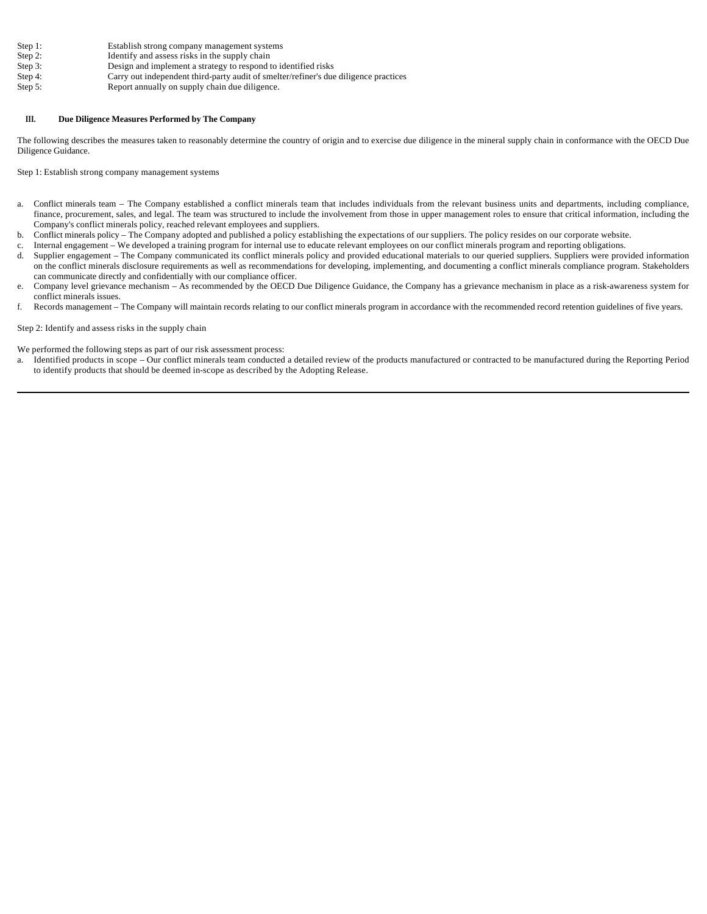| | |
|---|---|
| Step 1: | Establish strong company management systems |
| Step 2: | Identify and assess risks in the supply chain |
| Step 3: | Design and implement a strategy to respond to identified risks |
| Step 4: | Carry out independent third-party audit of smelter/refiner's due diligence practices |
| Step 5: | Report annually on supply chain due diligence. |

## III. Due Diligence Measures Performed by The Company

The following describes the measures taken to reasonably determine the country of origin and to exercise due diligence in the mineral supply chain in conformance with the OECD Due Diligence Guidance.

Step 1: Establish strong company management systems

a. Conflict minerals team – The Company established a conflict minerals team that includes individuals from the relevant business units and departments, including compliance, finance, procurement, sales, and legal. The team was structured to include the involvement from those in upper management roles to ensure that critical information, including the Company's conflict minerals policy, reached relevant employees and suppliers.
b. Conflict minerals policy – The Company adopted and published a policy establishing the expectations of our suppliers. The policy resides on our corporate website.
c. Internal engagement – We developed a training program for internal use to educate relevant employees on our conflict minerals program and reporting obligations.
d. Supplier engagement – The Company communicated its conflict minerals policy and provided educational materials to our queried suppliers. Suppliers were provided information on the conflict minerals disclosure requirements as well as recommendations for developing, implementing, and documenting a conflict minerals compliance program. Stakeholders can communicate directly and confidentially with our compliance officer.
e. Company level grievance mechanism – As recommended by the OECD Due Diligence Guidance, the Company has a grievance mechanism in place as a risk-awareness system for conflict minerals issues.
f. Records management – The Company will maintain records relating to our conflict minerals program in accordance with the recommended record retention guidelines of five years.

Step 2: Identify and assess risks in the supply chain

We performed the following steps as part of our risk assessment process:

a. Identified products in scope – Our conflict minerals team conducted a detailed review of the products manufactured or contracted to be manufactured during the Reporting Period to identify products that should be deemed in-scope as described by the Adopting Release.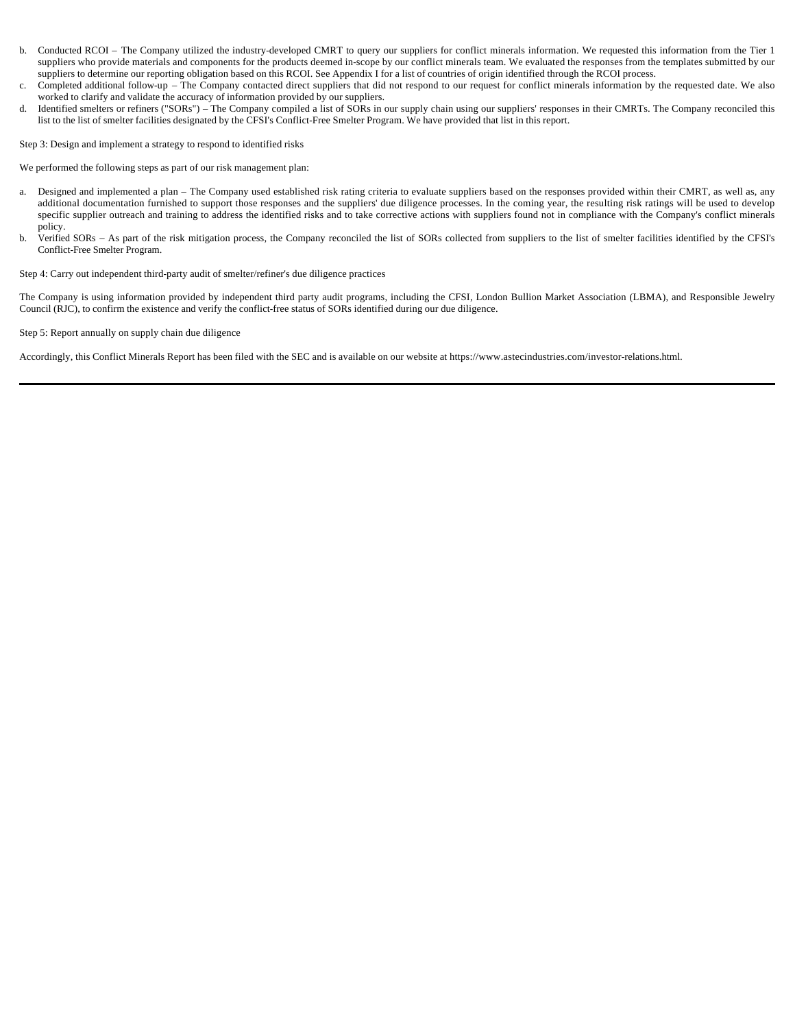b. Conducted RCOI – The Company utilized the industry-developed CMRT to query our suppliers for conflict minerals information. We requested this information from the Tier 1 suppliers who provide materials and components for the products deemed in-scope by our conflict minerals team. We evaluated the responses from the templates submitted by our suppliers to determine our reporting obligation based on this RCOI. See Appendix I for a list of countries of origin identified through the RCOI process.
c. Completed additional follow-up – The Company contacted direct suppliers that did not respond to our request for conflict minerals information by the requested date. We also worked to clarify and validate the accuracy of information provided by our suppliers.
d. Identified smelters or refiners ("SORs") – The Company compiled a list of SORs in our supply chain using our suppliers' responses in their CMRTs. The Company reconciled this list to the list of smelter facilities designated by the CFSI's Conflict-Free Smelter Program. We have provided that list in this report.

Step 3: Design and implement a strategy to respond to identified risks

We performed the following steps as part of our risk management plan:

a. Designed and implemented a plan – The Company used established risk rating criteria to evaluate suppliers based on the responses provided within their CMRT, as well as, any additional documentation furnished to support those responses and the suppliers' due diligence processes. In the coming year, the resulting risk ratings will be used to develop specific supplier outreach and training to address the identified risks and to take corrective actions with suppliers found not in compliance with the Company's conflict minerals policy.
b. Verified SORs – As part of the risk mitigation process, the Company reconciled the list of SORs collected from suppliers to the list of smelter facilities identified by the CFSI's Conflict-Free Smelter Program.

Step 4: Carry out independent third-party audit of smelter/refiner's due diligence practices

The Company is using information provided by independent third party audit programs, including the CFSI, London Bullion Market Association (LBMA), and Responsible Jewelry Council (RJC), to confirm the existence and verify the conflict-free status of SORs identified during our due diligence.

Step 5: Report annually on supply chain due diligence

Accordingly, this Conflict Minerals Report has been filed with the SEC and is available on our website at https://www.astecindustries.com/investor-relations.html.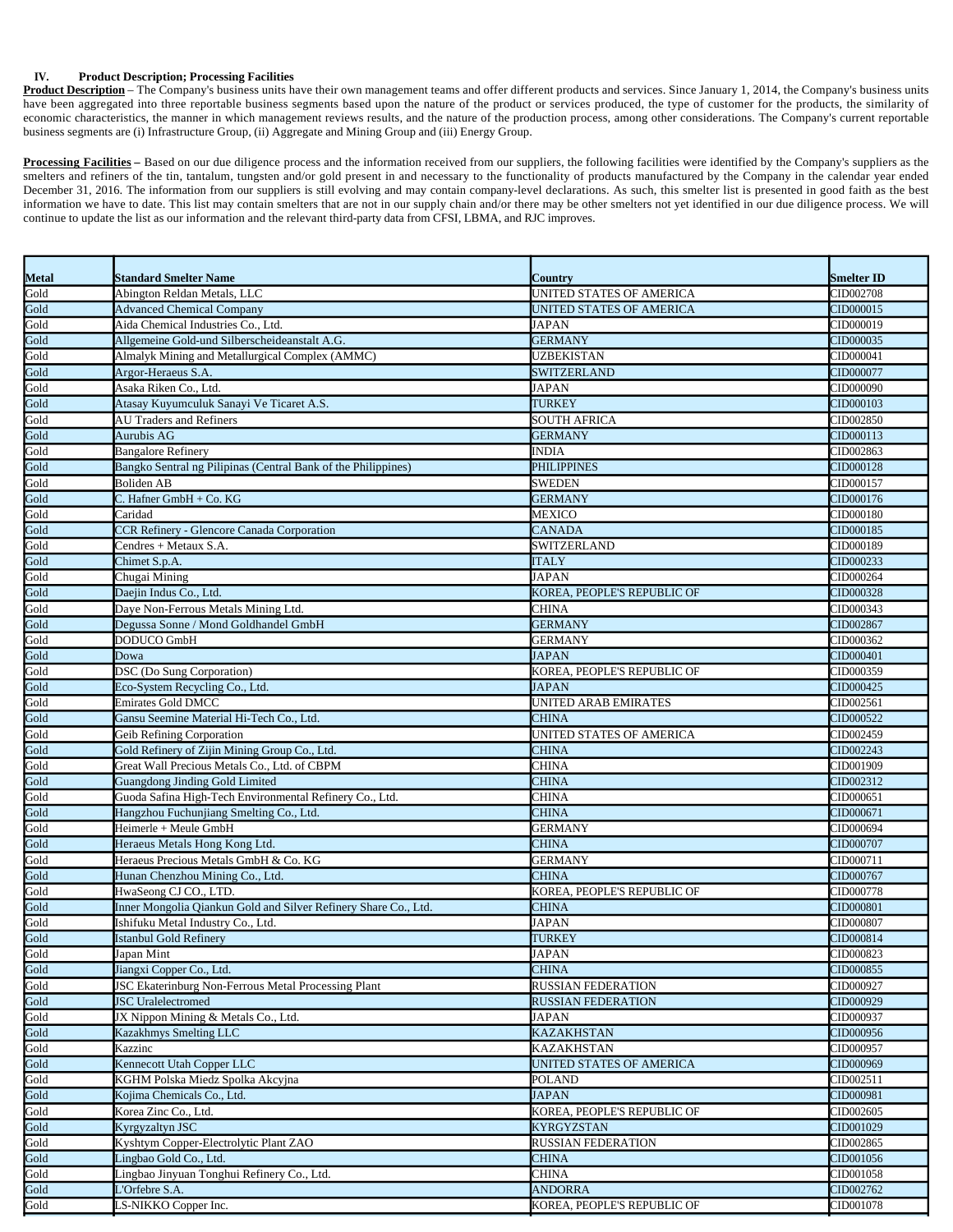### IV. Product Description; Processing Facilities

**Product Description** – The Company's business units have their own management teams and offer different products and services. Since January 1, 2014, the Company's business units have been aggregated into three reportable business segments based upon the nature of the product or services produced, the type of customer for the products, the similarity of economic characteristics, the manner in which management reviews results, and the nature of the production process, among other considerations. The Company's current reportable business segments are (i) Infrastructure Group, (ii) Aggregate and Mining Group and (iii) Energy Group.

**Processing Facilities** – Based on our due diligence process and the information received from our suppliers, the following facilities were identified by the Company's suppliers as the smelters and refiners of the tin, tantalum, tungsten and/or gold present in and necessary to the functionality of products manufactured by the Company in the calendar year ended December 31, 2016. The information from our suppliers is still evolving and may contain company-level declarations. As such, this smelter list is presented in good faith as the best information we have to date. This list may contain smelters that are not in our supply chain and/or there may be other smelters not yet identified in our due diligence process. We will continue to update the list as our information and the relevant third-party data from CFSI, LBMA, and RJC improves.

| Metal | Standard Smelter Name | Country | Smelter ID |
|---|---|---|---|
| Gold | Abington Reldan Metals, LLC | UNITED STATES OF AMERICA | CID002708 |
| Gold | Advanced Chemical Company | UNITED STATES OF AMERICA | CID000015 |
| Gold | Aida Chemical Industries Co., Ltd. | JAPAN | CID000019 |
| Gold | Allgemeine Gold-und Silberscheideanstalt A.G. | GERMANY | CID000035 |
| Gold | Almalyk Mining and Metallurgical Complex (AMMC) | UZBEKISTAN | CID000041 |
| Gold | Argor-Heraeus S.A. | SWITZERLAND | CID000077 |
| Gold | Asaka Riken Co., Ltd. | JAPAN | CID000090 |
| Gold | Atasay Kuyumculuk Sanayi Ve Ticaret A.S. | TURKEY | CID000103 |
| Gold | AU Traders and Refiners | SOUTH AFRICA | CID002850 |
| Gold | Aurubis AG | GERMANY | CID000113 |
| Gold | Bangalore Refinery | INDIA | CID002863 |
| Gold | Bangko Sentral ng Pilipinas (Central Bank of the Philippines) | PHILIPPINES | CID000128 |
| Gold | Boliden AB | SWEDEN | CID000157 |
| Gold | C. Hafner GmbH + Co. KG | GERMANY | CID000176 |
| Gold | Caridad | MEXICO | CID000180 |
| Gold | CCR Refinery - Glencore Canada Corporation | CANADA | CID000185 |
| Gold | Cendres + Metaux S.A. | SWITZERLAND | CID000189 |
| Gold | Chimet S.p.A. | ITALY | CID000233 |
| Gold | Chugai Mining | JAPAN | CID000264 |
| Gold | Daejin Indus Co., Ltd. | KOREA, PEOPLE'S REPUBLIC OF | CID000328 |
| Gold | Daye Non-Ferrous Metals Mining Ltd. | CHINA | CID000343 |
| Gold | Degussa Sonne / Mond Goldhandel GmbH | GERMANY | CID002867 |
| Gold | DODUCO GmbH | GERMANY | CID000362 |
| Gold | Dowa | JAPAN | CID000401 |
| Gold | DSC (Do Sung Corporation) | KOREA, PEOPLE'S REPUBLIC OF | CID000359 |
| Gold | Eco-System Recycling Co., Ltd. | JAPAN | CID000425 |
| Gold | Emirates Gold DMCC | UNITED ARAB EMIRATES | CID002561 |
| Gold | Gansu Seemine Material Hi-Tech Co., Ltd. | CHINA | CID000522 |
| Gold | Geib Refining Corporation | UNITED STATES OF AMERICA | CID002459 |
| Gold | Gold Refinery of Zijin Mining Group Co., Ltd. | CHINA | CID002243 |
| Gold | Great Wall Precious Metals Co., Ltd. of CBPM | CHINA | CID001909 |
| Gold | Guangdong Jinding Gold Limited | CHINA | CID002312 |
| Gold | Guoda Safina High-Tech Environmental Refinery Co., Ltd. | CHINA | CID000651 |
| Gold | Hangzhou Fuchunjiang Smelting Co., Ltd. | CHINA | CID000671 |
| Gold | Heimerle + Meule GmbH | GERMANY | CID000694 |
| Gold | Heraeus Metals Hong Kong Ltd. | CHINA | CID000707 |
| Gold | Heraeus Precious Metals GmbH & Co. KG | GERMANY | CID000711 |
| Gold | Hunan Chenzhou Mining Co., Ltd. | CHINA | CID000767 |
| Gold | HwaSeong CJ CO., LTD. | KOREA, PEOPLE'S REPUBLIC OF | CID000778 |
| Gold | Inner Mongolia Qiankun Gold and Silver Refinery Share Co., Ltd. | CHINA | CID000801 |
| Gold | Ishifuku Metal Industry Co., Ltd. | JAPAN | CID000807 |
| Gold | Istanbul Gold Refinery | TURKEY | CID000814 |
| Gold | Japan Mint | JAPAN | CID000823 |
| Gold | Jiangxi Copper Co., Ltd. | CHINA | CID000855 |
| Gold | JSC Ekaterinburg Non-Ferrous Metal Processing Plant | RUSSIAN FEDERATION | CID000927 |
| Gold | JSC Uralelectromed | RUSSIAN FEDERATION | CID000929 |
| Gold | JX Nippon Mining & Metals Co., Ltd. | JAPAN | CID000937 |
| Gold | Kazakhmys Smelting LLC | KAZAKHSTAN | CID000956 |
| Gold | Kazzinc | KAZAKHSTAN | CID000957 |
| Gold | Kennecott Utah Copper LLC | UNITED STATES OF AMERICA | CID000969 |
| Gold | KGHM Polska Miedz Spolka Akcyjna | POLAND | CID002511 |
| Gold | Kojima Chemicals Co., Ltd. | JAPAN | CID000981 |
| Gold | Korea Zinc Co., Ltd. | KOREA, PEOPLE'S REPUBLIC OF | CID002605 |
| Gold | Kyrgyzaltyn JSC | KYRGYZSTAN | CID001029 |
| Gold | Kyshtym Copper-Electrolytic Plant ZAO | RUSSIAN FEDERATION | CID002865 |
| Gold | Lingbao Gold Co., Ltd. | CHINA | CID001056 |
| Gold | Lingbao Jinyuan Tonghui Refinery Co., Ltd. | CHINA | CID001058 |
| Gold | L'Orfebre S.A. | ANDORRA | CID002762 |
| Gold | LS-NIKKO Copper Inc. | KOREA, PEOPLE'S REPUBLIC OF | CID001078 |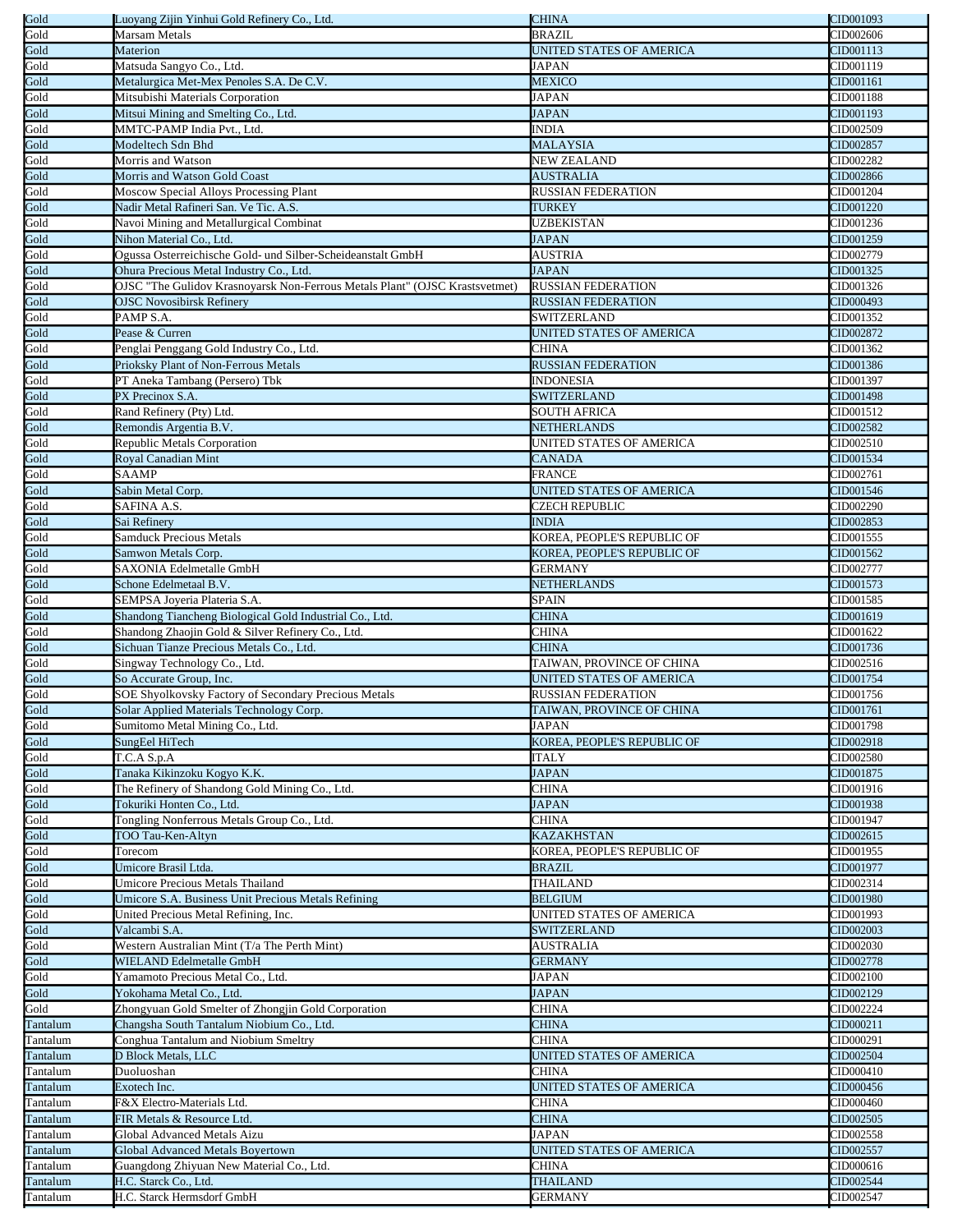| | | | |
|---|---|---|---|
| Gold | Luoyang Zijin Yinhui Gold Refinery Co., Ltd. | CHINA | CID001093 |
| Gold | Marsam Metals | BRAZIL | CID002606 |
| Gold | Materion | UNITED STATES OF AMERICA | CID001113 |
| Gold | Matsuda Sangyo Co., Ltd. | JAPAN | CID001119 |
| Gold | Metalurgica Met-Mex Penoles S.A. De C.V. | MEXICO | CID001161 |
| Gold | Mitsubishi Materials Corporation | JAPAN | CID001188 |
| Gold | Mitsui Mining and Smelting Co., Ltd. | JAPAN | CID001193 |
| Gold | MMTC-PAMP India Pvt., Ltd. | INDIA | CID002509 |
| Gold | Modeltech Sdn Bhd | MALAYSIA | CID002857 |
| Gold | Morris and Watson | NEW ZEALAND | CID002282 |
| Gold | Morris and Watson Gold Coast | AUSTRALIA | CID002866 |
| Gold | Moscow Special Alloys Processing Plant | RUSSIAN FEDERATION | CID001204 |
| Gold | Nadir Metal Rafineri San. Ve Tic. A.S. | TURKEY | CID001220 |
| Gold | Navoi Mining and Metallurgical Combinat | UZBEKISTAN | CID001236 |
| Gold | Nihon Material Co., Ltd. | JAPAN | CID001259 |
| Gold | Ogussa Osterreichische Gold- und Silber-Scheideanstalt GmbH | AUSTRIA | CID002779 |
| Gold | Ohura Precious Metal Industry Co., Ltd. | JAPAN | CID001325 |
| Gold | OJSC "The Gulidov Krasnoyarsk Non-Ferrous Metals Plant" (OJSC Krastsvetmet) | RUSSIAN FEDERATION | CID001326 |
| Gold | OJSC Novosibirsk Refinery | RUSSIAN FEDERATION | CID000493 |
| Gold | PAMP S.A. | SWITZERLAND | CID001352 |
| Gold | Pease & Curren | UNITED STATES OF AMERICA | CID002872 |
| Gold | Penglai Penggang Gold Industry Co., Ltd. | CHINA | CID001362 |
| Gold | Prioksky Plant of Non-Ferrous Metals | RUSSIAN FEDERATION | CID001386 |
| Gold | PT Aneka Tambang (Persero) Tbk | INDONESIA | CID001397 |
| Gold | PX Precinox S.A. | SWITZERLAND | CID001498 |
| Gold | Rand Refinery (Pty) Ltd. | SOUTH AFRICA | CID001512 |
| Gold | Remondis Argentia B.V. | NETHERLANDS | CID002582 |
| Gold | Republic Metals Corporation | UNITED STATES OF AMERICA | CID002510 |
| Gold | Royal Canadian Mint | CANADA | CID001534 |
| Gold | SAAMP | FRANCE | CID002761 |
| Gold | Sabin Metal Corp. | UNITED STATES OF AMERICA | CID001546 |
| Gold | SAFINA A.S. | CZECH REPUBLIC | CID002290 |
| Gold | Sai Refinery | INDIA | CID002853 |
| Gold | Samduck Precious Metals | KOREA, PEOPLE'S REPUBLIC OF | CID001555 |
| Gold | Samwon Metals Corp. | KOREA, PEOPLE'S REPUBLIC OF | CID001562 |
| Gold | SAXONIA Edelmetalle GmbH | GERMANY | CID002777 |
| Gold | Schone Edelmetaal B.V. | NETHERLANDS | CID001573 |
| Gold | SEMPSA Joyeria Plateria S.A. | SPAIN | CID001585 |
| Gold | Shandong Tiancheng Biological Gold Industrial Co., Ltd. | CHINA | CID001619 |
| Gold | Shandong Zhaojin Gold & Silver Refinery Co., Ltd. | CHINA | CID001622 |
| Gold | Sichuan Tianze Precious Metals Co., Ltd. | CHINA | CID001736 |
| Gold | Singway Technology Co., Ltd. | TAIWAN, PROVINCE OF CHINA | CID002516 |
| Gold | So Accurate Group, Inc. | UNITED STATES OF AMERICA | CID001754 |
| Gold | SOE Shyolkovsky Factory of Secondary Precious Metals | RUSSIAN FEDERATION | CID001756 |
| Gold | Solar Applied Materials Technology Corp. | TAIWAN, PROVINCE OF CHINA | CID001761 |
| Gold | Sumitomo Metal Mining Co., Ltd. | JAPAN | CID001798 |
| Gold | SungEel HiTech | KOREA, PEOPLE'S REPUBLIC OF | CID002918 |
| Gold | T.C.A S.p.A | ITALY | CID002580 |
| Gold | Tanaka Kikinzoku Kogyo K.K. | JAPAN | CID001875 |
| Gold | The Refinery of Shandong Gold Mining Co., Ltd. | CHINA | CID001916 |
| Gold | Tokuriki Honten Co., Ltd. | JAPAN | CID001938 |
| Gold | Tongling Nonferrous Metals Group Co., Ltd. | CHINA | CID001947 |
| Gold | TOO Tau-Ken-Altyn | KAZAKHSTAN | CID002615 |
| Gold | Torecom | KOREA, PEOPLE'S REPUBLIC OF | CID001955 |
| Gold | Umicore Brasil Ltda. | BRAZIL | CID001977 |
| Gold | Umicore Precious Metals Thailand | THAILAND | CID002314 |
| Gold | Umicore S.A. Business Unit Precious Metals Refining | BELGIUM | CID001980 |
| Gold | United Precious Metal Refining, Inc. | UNITED STATES OF AMERICA | CID001993 |
| Gold | Valcambi S.A. | SWITZERLAND | CID002003 |
| Gold | Western Australian Mint (T/a The Perth Mint) | AUSTRALIA | CID002030 |
| Gold | WIELAND Edelmetalle GmbH | GERMANY | CID002778 |
| Gold | Yamamoto Precious Metal Co., Ltd. | JAPAN | CID002100 |
| Gold | Yokohama Metal Co., Ltd. | JAPAN | CID002129 |
| Gold | Zhongyuan Gold Smelter of Zhongjin Gold Corporation | CHINA | CID002224 |
| Tantalum | Changsha South Tantalum Niobium Co., Ltd. | CHINA | CID000211 |
| Tantalum | Conghua Tantalum and Niobium Smeltry | CHINA | CID000291 |
| Tantalum | D Block Metals, LLC | UNITED STATES OF AMERICA | CID002504 |
| Tantalum | Duoluoshan | CHINA | CID000410 |
| Tantalum | Exotech Inc. | UNITED STATES OF AMERICA | CID000456 |
| Tantalum | F&X Electro-Materials Ltd. | CHINA | CID000460 |
| Tantalum | FIR Metals & Resource Ltd. | CHINA | CID002505 |
| Tantalum | Global Advanced Metals Aizu | JAPAN | CID002558 |
| Tantalum | Global Advanced Metals Boyertown | UNITED STATES OF AMERICA | CID002557 |
| Tantalum | Guangdong Zhiyuan New Material Co., Ltd. | CHINA | CID000616 |
| Tantalum | H.C. Starck Co., Ltd. | THAILAND | CID002544 |
| Tantalum | H.C. Starck Hermsdorf GmbH | GERMANY | CID002547 |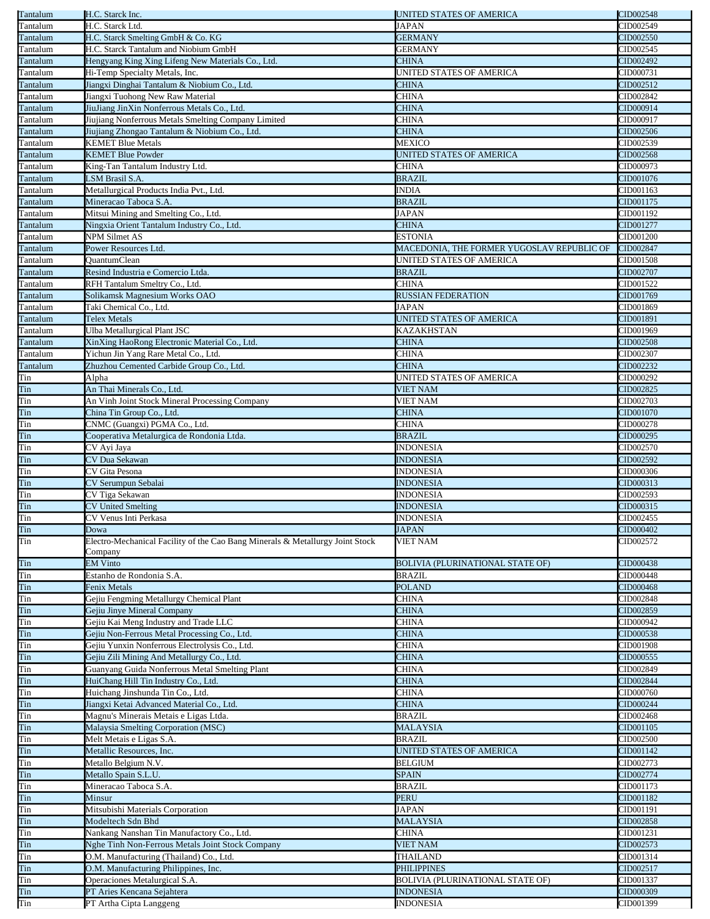| Tantalum | H.C. Starck Inc. | UNITED STATES OF AMERICA | CID002548 |
|---|---|---|---|
| Tantalum | H.C. Starck Ltd. | JAPAN | CID002549 |
| Tantalum | H.C. Starck Smelting GmbH & Co. KG | GERMANY | CID002550 |
| Tantalum | H.C. Starck Tantalum and Niobium GmbH | GERMANY | CID002545 |
| Tantalum | Hengyang King Xing Lifeng New Materials Co., Ltd. | CHINA | CID002492 |
| Tantalum | Hi-Temp Specialty Metals, Inc. | UNITED STATES OF AMERICA | CID000731 |
| Tantalum | Jiangxi Dinghai Tantalum & Niobium Co., Ltd. | CHINA | CID002512 |
| Tantalum | Jiangxi Tuohong New Raw Material | CHINA | CID002842 |
| Tantalum | JiuJiang JinXin Nonferrous Metals Co., Ltd. | CHINA | CID000914 |
| Tantalum | Jiujiang Nonferrous Metals Smelting Company Limited | CHINA | CID000917 |
| Tantalum | Jiujiang Zhongao Tantalum & Niobium Co., Ltd. | CHINA | CID002506 |
| Tantalum | KEMET Blue Metals | MEXICO | CID002539 |
| Tantalum | KEMET Blue Powder | UNITED STATES OF AMERICA | CID002568 |
| Tantalum | King-Tan Tantalum Industry Ltd. | CHINA | CID000973 |
| Tantalum | LSM Brasil S.A. | BRAZIL | CID001076 |
| Tantalum | Metallurgical Products India Pvt., Ltd. | INDIA | CID001163 |
| Tantalum | Mineracao Taboca S.A. | BRAZIL | CID001175 |
| Tantalum | Mitsui Mining and Smelting Co., Ltd. | JAPAN | CID001192 |
| Tantalum | Ningxia Orient Tantalum Industry Co., Ltd. | CHINA | CID001277 |
| Tantalum | NPM Silmet AS | ESTONIA | CID001200 |
| Tantalum | Power Resources Ltd. | MACEDONIA, THE FORMER YUGOSLAV REPUBLIC OF | CID002847 |
| Tantalum | QuantumClean | UNITED STATES OF AMERICA | CID001508 |
| Tantalum | Resind Industria e Comercio Ltda. | BRAZIL | CID002707 |
| Tantalum | RFH Tantalum Smeltry Co., Ltd. | CHINA | CID001522 |
| Tantalum | Solikamsk Magnesium Works OAO | RUSSIAN FEDERATION | CID001769 |
| Tantalum | Taki Chemical Co., Ltd. | JAPAN | CID001869 |
| Tantalum | Telex Metals | UNITED STATES OF AMERICA | CID001891 |
| Tantalum | Ulba Metallurgical Plant JSC | KAZAKHSTAN | CID001969 |
| Tantalum | XinXing HaoRong Electronic Material Co., Ltd. | CHINA | CID002508 |
| Tantalum | Yichun Jin Yang Rare Metal Co., Ltd. | CHINA | CID002307 |
| Tantalum | Zhuzhou Cemented Carbide Group Co., Ltd. | CHINA | CID002232 |
| Tin | Alpha | UNITED STATES OF AMERICA | CID000292 |
| Tin | An Thai Minerals Co., Ltd. | VIET NAM | CID002825 |
| Tin | An Vinh Joint Stock Mineral Processing Company | VIET NAM | CID002703 |
| Tin | China Tin Group Co., Ltd. | CHINA | CID001070 |
| Tin | CNMC (Guangxi) PGMA Co., Ltd. | CHINA | CID000278 |
| Tin | Cooperativa Metalurgica de Rondonia Ltda. | BRAZIL | CID000295 |
| Tin | CV Ayi Jaya | INDONESIA | CID002570 |
| Tin | CV Dua Sekawan | INDONESIA | CID002592 |
| Tin | CV Gita Pesona | INDONESIA | CID000306 |
| Tin | CV Serumpun Sebalai | INDONESIA | CID000313 |
| Tin | CV Tiga Sekawan | INDONESIA | CID002593 |
| Tin | CV United Smelting | INDONESIA | CID000315 |
| Tin | CV Venus Inti Perkasa | INDONESIA | CID002455 |
| Tin | Dowa | JAPAN | CID000402 |
| Tin | Electro-Mechanical Facility of the Cao Bang Minerals & Metallurgy Joint Stock Company | VIET NAM | CID002572 |
| Tin | EM Vinto | BOLIVIA (PLURINATIONAL STATE OF) | CID000438 |
| Tin | Estanho de Rondonia S.A. | BRAZIL | CID000448 |
| Tin | Fenix Metals | POLAND | CID000468 |
| Tin | Gejiu Fengming Metallurgy Chemical Plant | CHINA | CID002848 |
| Tin | Gejiu Jinye Mineral Company | CHINA | CID002859 |
| Tin | Gejiu Kai Meng Industry and Trade LLC | CHINA | CID000942 |
| Tin | Gejiu Non-Ferrous Metal Processing Co., Ltd. | CHINA | CID000538 |
| Tin | Gejiu Yunxin Nonferrous Electrolysis Co., Ltd. | CHINA | CID001908 |
| Tin | Gejiu Zili Mining And Metallurgy Co., Ltd. | CHINA | CID000555 |
| Tin | Guanyang Guida Nonferrous Metal Smelting Plant | CHINA | CID002849 |
| Tin | HuiChang Hill Tin Industry Co., Ltd. | CHINA | CID002844 |
| Tin | Huichang Jinshunda Tin Co., Ltd. | CHINA | CID000760 |
| Tin | Jiangxi Ketai Advanced Material Co., Ltd. | CHINA | CID000244 |
| Tin | Magnu's Minerais Metais e Ligas Ltda. | BRAZIL | CID002468 |
| Tin | Malaysia Smelting Corporation (MSC) | MALAYSIA | CID001105 |
| Tin | Melt Metais e Ligas S.A. | BRAZIL | CID002500 |
| Tin | Metallic Resources, Inc. | UNITED STATES OF AMERICA | CID001142 |
| Tin | Metallo Belgium N.V. | BELGIUM | CID002773 |
| Tin | Metallo Spain S.L.U. | SPAIN | CID002774 |
| Tin | Mineracao Taboca S.A. | BRAZIL | CID001173 |
| Tin | Minsur | PERU | CID001182 |
| Tin | Mitsubishi Materials Corporation | JAPAN | CID001191 |
| Tin | Modeltech Sdn Bhd | MALAYSIA | CID002858 |
| Tin | Nankang Nanshan Tin Manufactory Co., Ltd. | CHINA | CID001231 |
| Tin | Nghe Tinh Non-Ferrous Metals Joint Stock Company | VIET NAM | CID002573 |
| Tin | O.M. Manufacturing (Thailand) Co., Ltd. | THAILAND | CID001314 |
| Tin | O.M. Manufacturing Philippines, Inc. | PHILIPPINES | CID002517 |
| Tin | Operaciones Metalurgical S.A. | BOLIVIA (PLURINATIONAL STATE OF) | CID001337 |
| Tin | PT Aries Kencana Sejahtera | INDONESIA | CID000309 |
| Tin | PT Artha Cipta Langgeng | INDONESIA | CID001399 |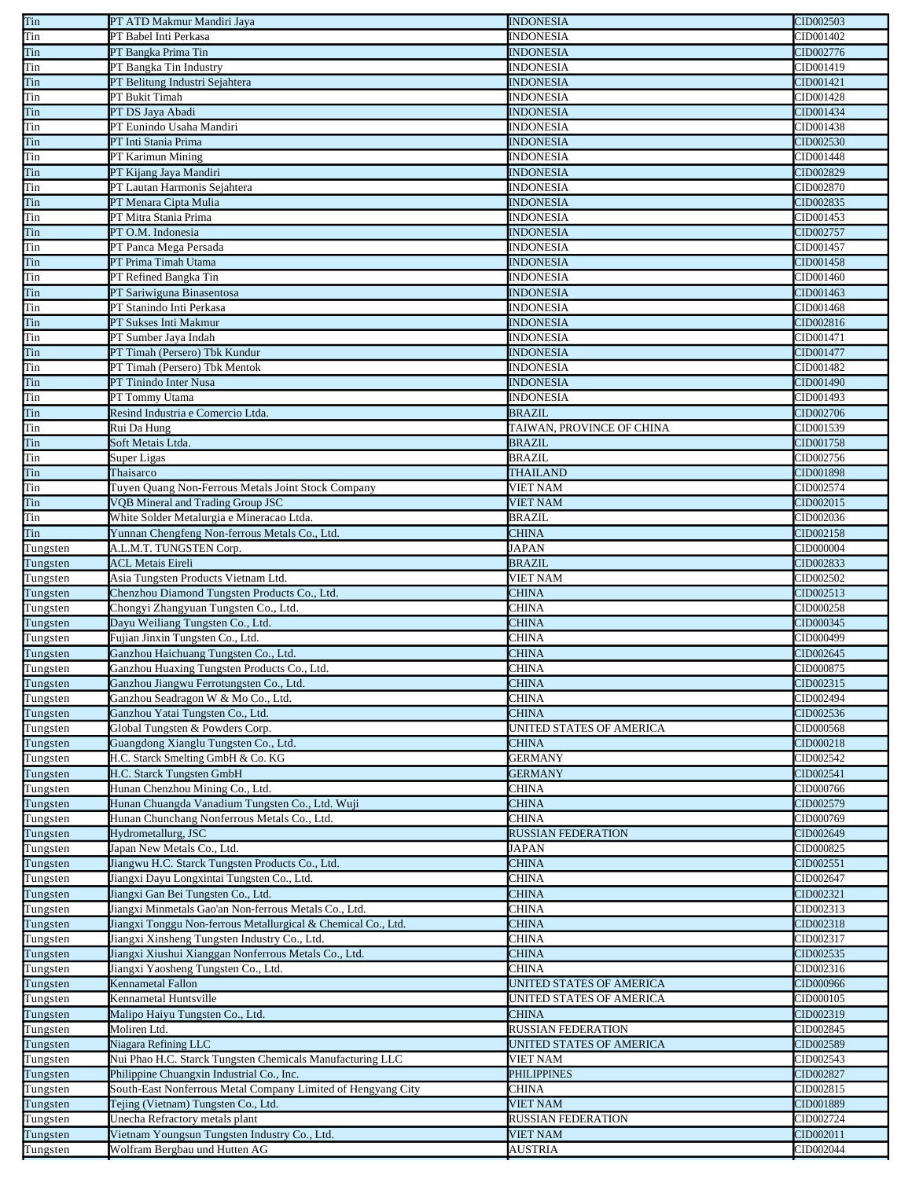| | | | |
|---|---|---|---|
| Tin | PT ATD Makmur Mandiri Jaya | INDONESIA | CID002503 |
| Tin | PT Babel Inti Perkasa | INDONESIA | CID001402 |
| Tin | PT Bangka Prima Tin | INDONESIA | CID002776 |
| Tin | PT Bangka Tin Industry | INDONESIA | CID001419 |
| Tin | PT Belitung Industri Sejahtera | INDONESIA | CID001421 |
| Tin | PT Bukit Timah | INDONESIA | CID001428 |
| Tin | PT DS Jaya Abadi | INDONESIA | CID001434 |
| Tin | PT Eunindo Usaha Mandiri | INDONESIA | CID001438 |
| Tin | PT Inti Stania Prima | INDONESIA | CID002530 |
| Tin | PT Karimun Mining | INDONESIA | CID001448 |
| Tin | PT Kijang Jaya Mandiri | INDONESIA | CID002829 |
| Tin | PT Lautan Harmonis Sejahtera | INDONESIA | CID002870 |
| Tin | PT Menara Cipta Mulia | INDONESIA | CID002835 |
| Tin | PT Mitra Stania Prima | INDONESIA | CID001453 |
| Tin | PT O.M. Indonesia | INDONESIA | CID002757 |
| Tin | PT Panca Mega Persada | INDONESIA | CID001457 |
| Tin | PT Prima Timah Utama | INDONESIA | CID001458 |
| Tin | PT Refined Bangka Tin | INDONESIA | CID001460 |
| Tin | PT Sariwiguna Binasentosa | INDONESIA | CID001463 |
| Tin | PT Stanindo Inti Perkasa | INDONESIA | CID001468 |
| Tin | PT Sukses Inti Makmur | INDONESIA | CID002816 |
| Tin | PT Sumber Jaya Indah | INDONESIA | CID001471 |
| Tin | PT Timah (Persero) Tbk Kundur | INDONESIA | CID001477 |
| Tin | PT Timah (Persero) Tbk Mentok | INDONESIA | CID001482 |
| Tin | PT Tinindo Inter Nusa | INDONESIA | CID001490 |
| Tin | PT Tommy Utama | INDONESIA | CID001493 |
| Tin | Resind Industria e Comercio Ltda. | BRAZIL | CID002706 |
| Tin | Rui Da Hung | TAIWAN, PROVINCE OF CHINA | CID001539 |
| Tin | Soft Metais Ltda. | BRAZIL | CID001758 |
| Tin | Super Ligas | BRAZIL | CID002756 |
| Tin | Thaisarco | THAILAND | CID001898 |
| Tin | Tuyen Quang Non-Ferrous Metals Joint Stock Company | VIET NAM | CID002574 |
| Tin | VQB Mineral and Trading Group JSC | VIET NAM | CID002015 |
| Tin | White Solder Metalurgia e Mineracao Ltda. | BRAZIL | CID002036 |
| Tin | Yunnan Chengfeng Non-ferrous Metals Co., Ltd. | CHINA | CID002158 |
| Tungsten | A.L.M.T. TUNGSTEN Corp. | JAPAN | CID000004 |
| Tungsten | ACL Metais Eireli | BRAZIL | CID002833 |
| Tungsten | Asia Tungsten Products Vietnam Ltd. | VIET NAM | CID002502 |
| Tungsten | Chenzhou Diamond Tungsten Products Co., Ltd. | CHINA | CID002513 |
| Tungsten | Chongyi Zhangyuan Tungsten Co., Ltd. | CHINA | CID000258 |
| Tungsten | Dayu Weiliang Tungsten Co., Ltd. | CHINA | CID000345 |
| Tungsten | Fujian Jinxin Tungsten Co., Ltd. | CHINA | CID000499 |
| Tungsten | Ganzhou Haichuang Tungsten Co., Ltd. | CHINA | CID002645 |
| Tungsten | Ganzhou Huaxing Tungsten Products Co., Ltd. | CHINA | CID000875 |
| Tungsten | Ganzhou Jiangwu Ferrotungsten Co., Ltd. | CHINA | CID002315 |
| Tungsten | Ganzhou Seadragon W & Mo Co., Ltd. | CHINA | CID002494 |
| Tungsten | Ganzhou Yatai Tungsten Co., Ltd. | CHINA | CID002536 |
| Tungsten | Global Tungsten & Powders Corp. | UNITED STATES OF AMERICA | CID000568 |
| Tungsten | Guangdong Xianglu Tungsten Co., Ltd. | CHINA | CID000218 |
| Tungsten | H.C. Starck Smelting GmbH & Co. KG | GERMANY | CID002542 |
| Tungsten | H.C. Starck Tungsten GmbH | GERMANY | CID002541 |
| Tungsten | Hunan Chenzhou Mining Co., Ltd. | CHINA | CID000766 |
| Tungsten | Hunan Chuangda Vanadium Tungsten Co., Ltd. Wuji | CHINA | CID002579 |
| Tungsten | Hunan Chunchang Nonferrous Metals Co., Ltd. | CHINA | CID000769 |
| Tungsten | Hydrometallurg, JSC | RUSSIAN FEDERATION | CID002649 |
| Tungsten | Japan New Metals Co., Ltd. | JAPAN | CID000825 |
| Tungsten | Jiangwu H.C. Starck Tungsten Products Co., Ltd. | CHINA | CID002551 |
| Tungsten | Jiangxi Dayu Longxintai Tungsten Co., Ltd. | CHINA | CID002647 |
| Tungsten | Jiangxi Gan Bei Tungsten Co., Ltd. | CHINA | CID002321 |
| Tungsten | Jiangxi Minmetals Gao'an Non-ferrous Metals Co., Ltd. | CHINA | CID002313 |
| Tungsten | Jiangxi Tonggu Non-ferrous Metallurgical & Chemical Co., Ltd. | CHINA | CID002318 |
| Tungsten | Jiangxi Xinsheng Tungsten Industry Co., Ltd. | CHINA | CID002317 |
| Tungsten | Jiangxi Xiushui Xianggan Nonferrous Metals Co., Ltd. | CHINA | CID002535 |
| Tungsten | Jiangxi Yaosheng Tungsten Co., Ltd. | CHINA | CID002316 |
| Tungsten | Kennametal Fallon | UNITED STATES OF AMERICA | CID000966 |
| Tungsten | Kennametal Huntsville | UNITED STATES OF AMERICA | CID000105 |
| Tungsten | Malipo Haiyu Tungsten Co., Ltd. | CHINA | CID002319 |
| Tungsten | Moliren Ltd. | RUSSIAN FEDERATION | CID002845 |
| Tungsten | Niagara Refining LLC | UNITED STATES OF AMERICA | CID002589 |
| Tungsten | Nui Phao H.C. Starck Tungsten Chemicals Manufacturing LLC | VIET NAM | CID002543 |
| Tungsten | Philippine Chuangxin Industrial Co., Inc. | PHILIPPINES | CID002827 |
| Tungsten | South-East Nonferrous Metal Company Limited of Hengyang City | CHINA | CID002815 |
| Tungsten | Tejing (Vietnam) Tungsten Co., Ltd. | VIET NAM | CID001889 |
| Tungsten | Unecha Refractory metals plant | RUSSIAN FEDERATION | CID002724 |
| Tungsten | Vietnam Youngsun Tungsten Industry Co., Ltd. | VIET NAM | CID002011 |
| Tungsten | Wolfram Bergbau und Hutten AG | AUSTRIA | CID002044 |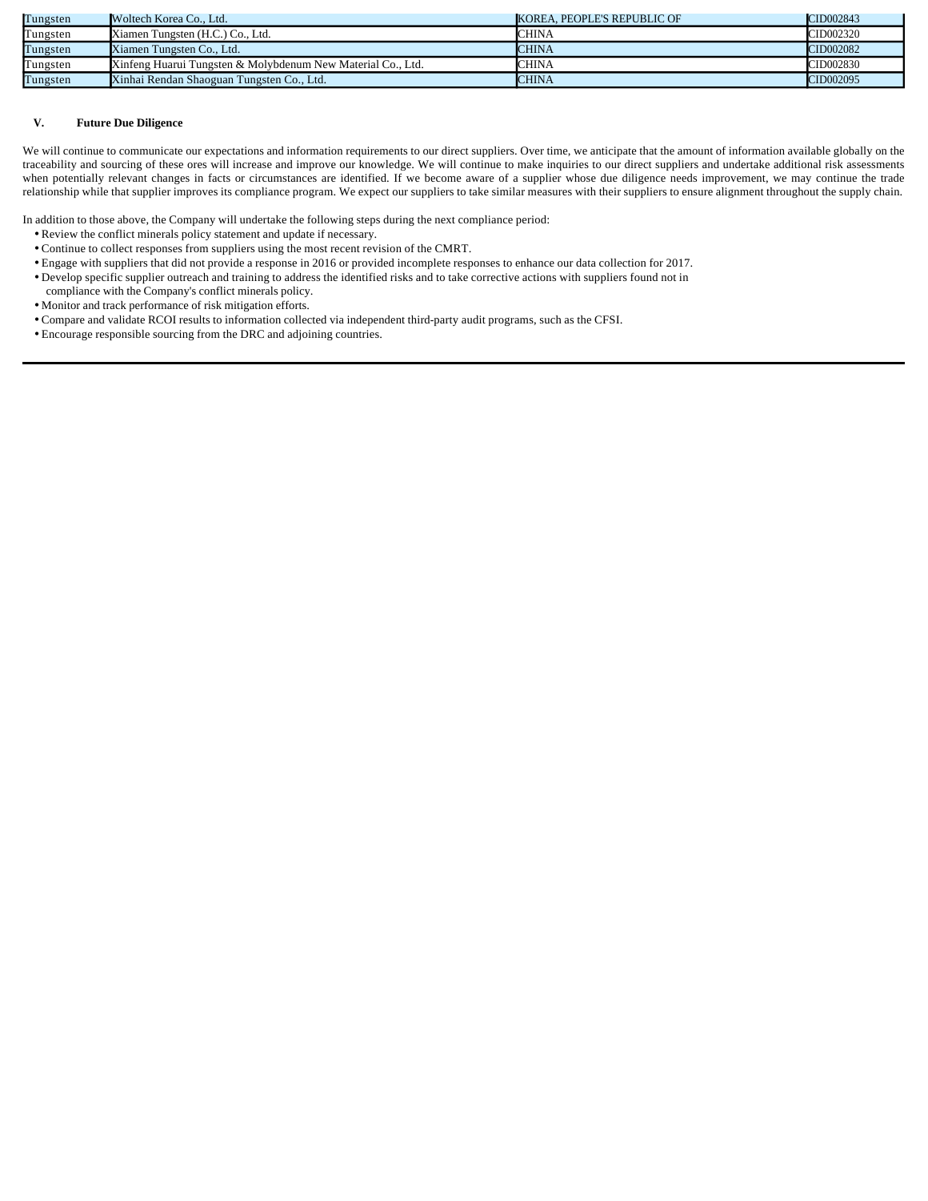| Tungsten | Woltech Korea Co., Ltd. | KOREA, PEOPLE'S REPUBLIC OF | CID002843 |
|---|---|---|---|
| Tungsten | Xiamen Tungsten (H.C.) Co., Ltd. | CHINA | CID002320 |
| Tungsten | Xiamen Tungsten Co., Ltd. | CHINA | CID002082 |
| Tungsten | Xinfeng Huarui Tungsten & Molybdenum New Material Co., Ltd. | CHINA | CID002830 |
| Tungsten | Xinhai Rendan Shaoguan Tungsten Co., Ltd. | CHINA | CID002095 |

## V. Future Due Diligence

We will continue to communicate our expectations and information requirements to our direct suppliers. Over time, we anticipate that the amount of information available globally on the traceability and sourcing of these ores will increase and improve our knowledge. We will continue to make inquiries to our direct suppliers and undertake additional risk assessments when potentially relevant changes in facts or circumstances are identified. If we become aware of a supplier whose due diligence needs improvement, we may continue the trade relationship while that supplier improves its compliance program. We expect our suppliers to take similar measures with their suppliers to ensure alignment throughout the supply chain.

In addition to those above, the Company will undertake the following steps during the next compliance period:

- Review the conflict minerals policy statement and update if necessary.
- Continue to collect responses from suppliers using the most recent revision of the CMRT.
- Engage with suppliers that did not provide a response in 2016 or provided incomplete responses to enhance our data collection for 2017.
- Develop specific supplier outreach and training to address the identified risks and to take corrective actions with suppliers found not in compliance with the Company's conflict minerals policy.
- Monitor and track performance of risk mitigation efforts.
- Compare and validate RCOI results to information collected via independent third-party audit programs, such as the CFSI.
- Encourage responsible sourcing from the DRC and adjoining countries.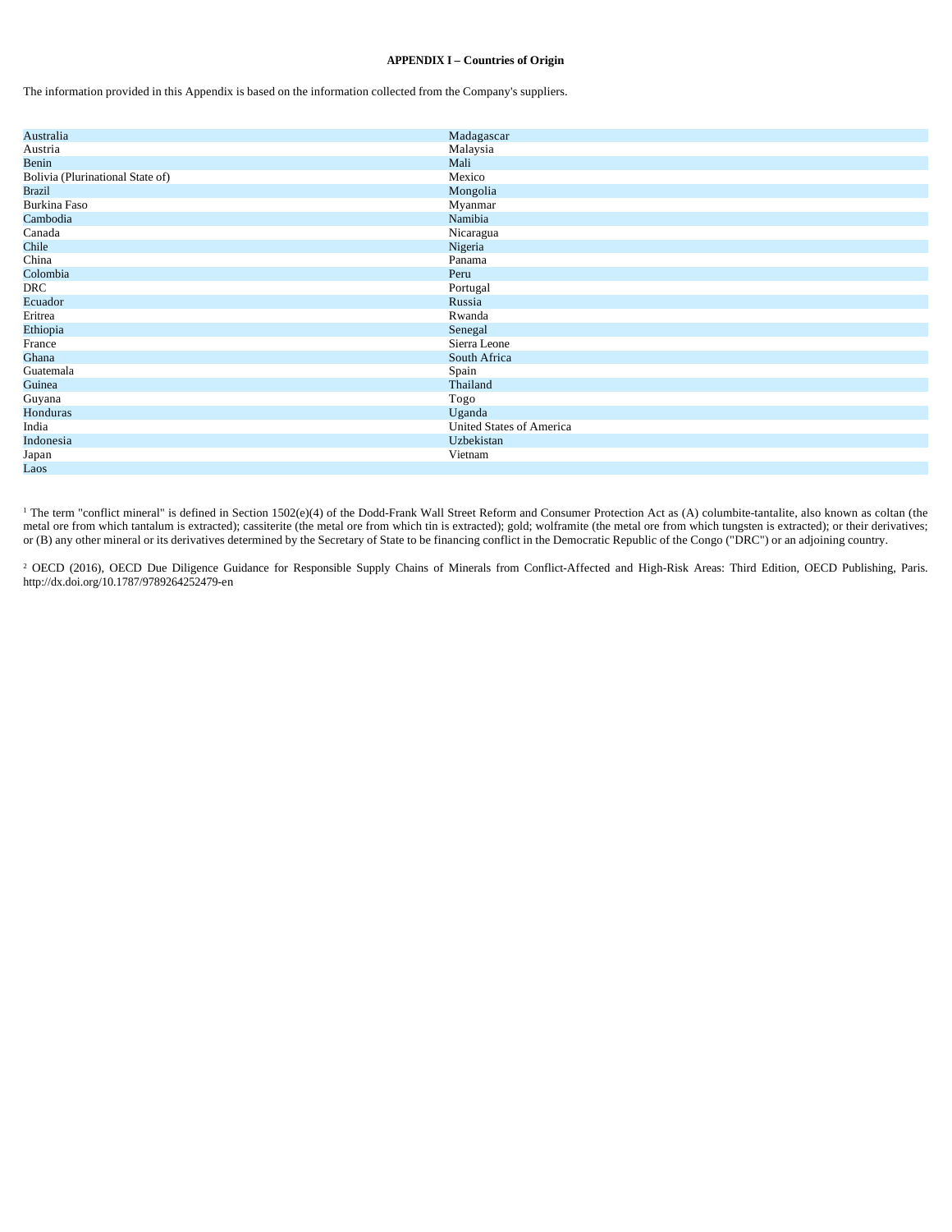**APPENDIX I – Countries of Origin**

The information provided in this Appendix is based on the information collected from the Company's suppliers.

| | |
|---|---|
| Australia | Madagascar |
| Austria | Malaysia |
| Benin | Mali |
| Bolivia (Plurinational State of) | Mexico |
| Brazil | Mongolia |
| Burkina Faso | Myanmar |
| Cambodia | Namibia |
| Canada | Nicaragua |
| Chile | Nigeria |
| China | Panama |
| Colombia | Peru |
| DRC | Portugal |
| Ecuador | Russia |
| Eritrea | Rwanda |
| Ethiopia | Senegal |
| France | Sierra Leone |
| Ghana | South Africa |
| Guatemala | Spain |
| Guinea | Thailand |
| Guyana | Togo |
| Honduras | Uganda |
| India | United States of America |
| Indonesia | Uzbekistan |
| Japan | Vietnam |
| Laos | |

[1] The term "conflict mineral" is defined in Section 1502(e)(4) of the Dodd-Frank Wall Street Reform and Consumer Protection Act as (A) columbite-tantalite, also known as coltan (the metal ore from which tantalum is extracted); cassiterite (the metal ore from which tin is extracted); gold; wolframite (the metal ore from which tungsten is extracted); or their derivatives; or (B) any other mineral or its derivatives determined by the Secretary of State to be financing conflict in the Democratic Republic of the Congo ("DRC") or an adjoining country.

[2] OECD (2016), OECD Due Diligence Guidance for Responsible Supply Chains of Minerals from Conflict-Affected and High-Risk Areas: Third Edition, OECD Publishing, Paris. http://dx.doi.org/10.1787/9789264252479-en